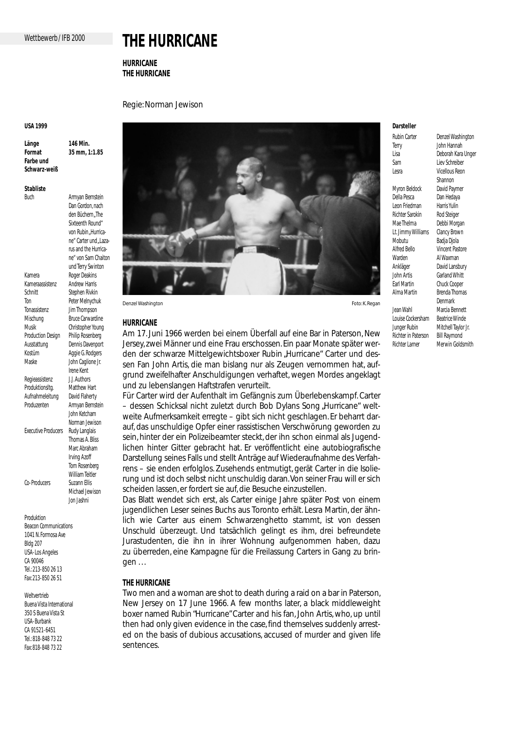Wettbewerb / IFB 2000

# THE HURRICANE

**HURRICANE**
**THE HURRICANE**

Regie: Norman Jewison

**USA 1999**

**Länge** 146 Min.
**Format** 35 mm, 1:1.85
**Farbe und Schwarz-weiß**

**Stabliste**

| | |
|---|---|
| Buch | Armyan Bernstein, Dan Gordon, nach den Büchern „The Sixteenth Round" von Rubin „Hurricane" Carter und „Lazarus and the Hurricane" von Sam Chaiton und Terry Swinton |
| Kamera | Roger Deakins |
| Kameraassistenz | Andrew Harris |
| Schnitt | Stephen Rivkin |
| Ton | Peter Melnychuk |
| Tonassistenz | Jim Thompson |
| Mischung | Bruce Carwardine |
| Musik | Christopher Young |
| Production Design | Philip Rosenberg |
| Ausstattung | Dennis Davenport |
| Kostüm | Aggie G. Rodgers |
| Maske | John Caglione Jr., Irene Kent |
| Regieassistenz | J.J. Authors |
| Produktionsltg. | Matthew Hart |
| Aufnahmeleitung | David Flaherty |
| Produzenten | Armyan Bernstein, John Ketcham, Norman Jewison |
| Executive Producers | Rudy Langlais, Thomas A. Bliss, Marc Abraham, Irving Azoff, Tom Rosenberg, William Teitler |
| Co-Producers | Suzann Ellis, Michael Jewison, Jon Jashni |

Produktion
Beacon Communications
1041 N. Formosa Ave
Bldg 207
USA-Los Angeles
CA 90046
Tel.: 213-850 26 13
Fax: 213-850 26 51

Weltvertrieb
Buena Vista International
350 S Buena Vista St
USA-Burbank
CA 91521-6451
Tel.: 818-848 73 22
Fax: 818-848 73 22

Denzel Washington Foto: K. Regan

**Darsteller**

| | |
|---|---|
| Rubin Carter | Denzel Washington |
| Terry | John Hannah |
| Lisa | Deborah Kara Unger |
| Sam | Liev Schreiber |
| Lesra | Vicellous Reon Shannon |
| Myron Beldock | David Paymer |
| Della Pesca | Dan Hedaya |
| Leon Friedman | Harris Yulin |
| Richter Sarokin | Rod Steiger |
| Mae Thelma | Debbi Morgan |
| Lt. Jimmy Williams | Clancy Brown |
| Mobutu | Badja Djola |
| Alfred Bello | Vincent Pastore |
| Warden | Al Waxman |
| Ankläger | David Lansbury |
| John Artis | Garland Whitt |
| Earl Martin | Chuck Cooper |
| Alma Martin | Brenda Thomas Denmark |
| Jean Wahl | Marcia Bennett |
| Louise Cockersham | Beatrice Winde |
| Junger Rubin | Mitchell Taylor Jr. |
| Richter in Paterson | Bill Raymond |
| Richter Larner | Merwin Goldsmith |

### HURRICANE

Am 17. Juni 1966 werden bei einem Überfall auf eine Bar in Paterson, New Jersey, zwei Männer und eine Frau erschossen. Ein paar Monate später werden der schwarze Mittelgewichtsboxer Rubin „Hurricane" Carter und dessen Fan John Artis, die man bislang nur als Zeugen vernommen hat, aufgrund zweifelhafter Anschuldigungen verhaftet, wegen Mordes angeklagt und zu lebenslangen Haftstrafen verurteilt.

Für Carter wird der Aufenthalt im Gefängnis zum Überlebenskampf. Carter – dessen Schicksal nicht zuletzt durch Bob Dylans Song „Hurricane" weltweite Aufmerksamkeit erregte – gibt sich nicht geschlagen. Er beharrt darauf, das unschuldige Opfer einer rassistischen Verschwörung geworden zu sein, hinter der ein Polizeibeamter steckt, der ihn schon einmal als Jugendlichen hinter Gitter gebracht hat. Er veröffentlicht eine autobiografische Darstellung seines Falls und stellt Anträge auf Wiederaufnahme des Verfahrens – sie enden erfolglos. Zusehends entmutigt, gerät Carter in die Isolierung und ist doch selbst nicht unschuldig daran. Von seiner Frau will er sich scheiden lassen, er fordert sie auf, die Besuche einzustellen.

Das Blatt wendet sich erst, als Carter einige Jahre später Post von einem jugendlichen Leser seines Buchs aus Toronto erhält. Lesra Martin, der ähnlich wie Carter aus einem Schwarzenghetto stammt, ist von dessen Unschuld überzeugt. Und tatsächlich gelingt es ihm, drei befreundete Jurastudenten, die ihn in ihrer Wohnung aufgenommen haben, dazu zu überreden, eine Kampagne für die Freilassung Carters in Gang zu bringen …

### THE HURRICANE

Two men and a woman are shot to death during a raid on a bar in Paterson, New Jersey on 17 June 1966. A few months later, a black middleweight boxer named Rubin "Hurricane" Carter and his fan, John Artis, who, up until then had only given evidence in the case, find themselves suddenly arrested on the basis of dubious accusations, accused of murder and given life sentences.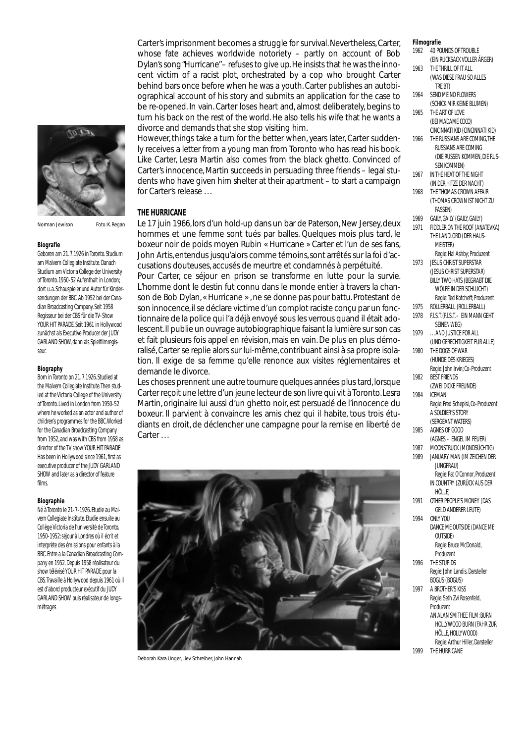Carter's imprisonment becomes a struggle for survival. Nevertheless, Carter, whose fate achieves worldwide notoriety – partly on account of Bob Dylan's song "Hurricane" – refuses to give up. He insists that he was the innocent victim of a racist plot, orchestrated by a cop who brought Carter behind bars once before when he was a youth. Carter publishes an autobiographical account of his story and submits an application for the case to be re-opened. In vain. Carter loses heart and, almost deliberately, begins to turn his back on the rest of the world. He also tells his wife that he wants a divorce and demands that she stop visiting him.

However, things take a turn for the better when, years later, Carter suddenly receives a letter from a young man from Toronto who has read his book. Like Carter, Lesra Martin also comes from the black ghetto. Convinced of Carter's innocence, Martin succeeds in persuading three friends – legal students who have given him shelter at their apartment – to start a campaign for Carter's release …

### THE HURRICANE

Le 17 juin 1966, lors d'un hold-up dans un bar de Paterson, New Jersey, deux hommes et une femme sont tués par balles. Quelques mois plus tard, le boxeur noir de poids moyen Rubin « Hurricane » Carter et l'un de ses fans, John Artis, entendus jusqu'alors comme témoins, sont arrêtés sur la foi d'accusations douteuses, accusés de meurtre et condamnés à perpétuité.

Pour Carter, ce séjour en prison se transforme en lutte pour la survie. L'homme dont le destin fut connu dans le monde entier à travers la chanson de Bob Dylan, « Hurricane » , ne se donne pas pour battu. Protestant de son innocence, il se déclare victime d'un complot raciste conçu par un fonctionnaire de la police qui l'a déjà envoyé sous les verrous quand il était adolescent. Il publie un ouvrage autobiographique faisant la lumière sur son cas et fait plusieurs fois appel en révision, mais en vain. De plus en plus démoralisé, Carter se replie alors sur lui-même, contribuant ainsi à sa propre isolation. Il exige de sa femme qu'elle renonce aux visites réglementaires et demande le divorce.

Les choses prennent une autre tournure quelques années plus tard, lorsque Carter reçoit une lettre d'un jeune lecteur de son livre qui vit à Toronto. Lesra Martin, originaire lui aussi d'un ghetto noir, est persuadé de l'innocence du boxeur. Il parvient à convaincre les amis chez qui il habite, tous trois étudiants en droit, de déclencher une campagne pour la remise en liberté de Carter …

Deborah Kara Unger, Liev Schreiber, John Hannah

Norman Jewison Foto: K. Regan

**Biografie**

Geboren am 21.7.1926 in Toronto. Studium am Malvern Collegiate Institute. Danach Studium am Victoria College der University of Toronto. 1950–52 Aufenthalt in London; dort u.a. Schauspieler und Autor für Kindersendungen der BBC. Ab 1952 bei der Canadian Broadcasting Company. Seit 1958 Regisseur bei der CBS für die TV-Show YOUR HIT PARADE. Seit 1961 in Hollywood zunächst als Executive Producer der JUDY GARLAND SHOW, dann als Spielfilmregisseur.

**Biography**

Born in Toronto on 21.7.1926. Studied at the Malvern Collegiate Institute. Then studied at the Victoria College of the University of Toronto. Lived in London from 1950–52 where he worked as an actor and author of children's programmes for the BBC. Worked for the Canadian Broadcasting Company from 1952, and was with CBS from 1958 as director of the TV show YOUR HIT PARADE Has been in Hollywood since 1961, first as executive producer of the JUDY GARLAND SHOW and later as a director of feature films.

**Biographie**

Né à Toronto le 21-7-1926. Etudie au Malvern Collegiate Institute. Etudie ensuite au Collège Victoria de l'université de Toronto. 1950–1952: séjour à Londres où il écrit et interprète des émissions pour enfants à la BBC. Entre a la Canadian Broadcasting Company en 1952. Depuis 1958 réalisateur du show télévisé YOUR HIT PARADE pour la CBS. Travaille à Hollywood depuis 1961 où il est d'abord producteur exécutif du JUDY GARLAND SHOW puis réalisateur de longs-métrages

**Filmografie**

1962 40 POUNDS OF TROUBLE (EIN RUCKSACK VOLLER ÄRGER)
1963 THE THRILL OF IT ALL (WAS DIESE FRAU SO ALLES TREIBT)
1964 SEND ME NO FLOWERS (SCHICK MIR KEINE BLUMEN)
1965 THE ART OF LOVE (BEI MADAME COCO)
CINCINNATI KID (CINCINNATI KID)
1966 THE RUSSIANS ARE COMING, THE RUSSIANS ARE COMING (DIE RUSSEN KOMMEN, DIE RUSSEN KOMMEN)
1967 IN THE HEAT OF THE NIGHT (IN DER HITZE DER NACHT)
1968 THE THOMAS CROWN AFFAIR (THOMAS CROWN IST NICHT ZU FASSEN)
1969 GAILY, GAILY (GAILY, GAILY)
1971 FIDDLER ON THE ROOF (ANATEVKA)
THE LANDLORD (DER HAUSMEISTER)
Regie: Hal Ashby; Produzent
1973 JESUS CHRIST SUPERSTAR (JESUS CHRIST SUPERSTAR)
BILLY TWO HATS (BEGRABT DIE WÖLFE IN DER SCHLUCHT)
Regie: Ted Kotcheff; Produzent
1975 ROLLERBALL (ROLLERBALL)
1978 F.I.S.T. (F.I.S.T. – EIN MANN GEHT SEINEN WEG)
1979 …AND JUSTICE FOR ALL (UND GERECHTIGKEIT FUR ALLE)
1980 THE DOGS OF WAR (HUNDE DES KRIEGES)
Regie: John Irvin; Co-Produzent
1982 BEST FRIENDS (ZWEI DICKE FREUNDE)
1984 ICEMAN
Regie: Fred Schepisi, Co-Produzent
A SOLDIER'S STORY (SERGEANT WATERS)
1985 AGNES OF GOOD (AGNES – ENGEL IM FEUER)
1987 MOONSTRUCK (MONDSÜCHTIG)
1989 JANUARY MAN (IM ZEICHEN DER JUNGFRAU)
Regie: Pat O'Connor, Produzent
IN COUNTRY (ZURÜCK AUS DER HÖLLE)
1991 OTHER PEOPLE'S MONEY (DAS GELD ANDERER LEUTE)
1994 ONLY YOU
DANCE ME OUTSIDE (DANCE ME OUTSIDE)
Regie: Bruce McDonald, Produzent
1996 THE STUPIDS
Regie: John Landis, Darsteller
BOGUS (BOGUS)
1997 A BROTHER'S KISS
Regie: Seth Zvi Rosenfeld, Produzent
AN ALAN SMITHEE FILM: BURN HOLLYWOOD BURN (FAHR ZUR HÖLLE, HOLLYWOOD)
Regie: Arthur Hiller, Darsteller
1999 THE HURRICANE